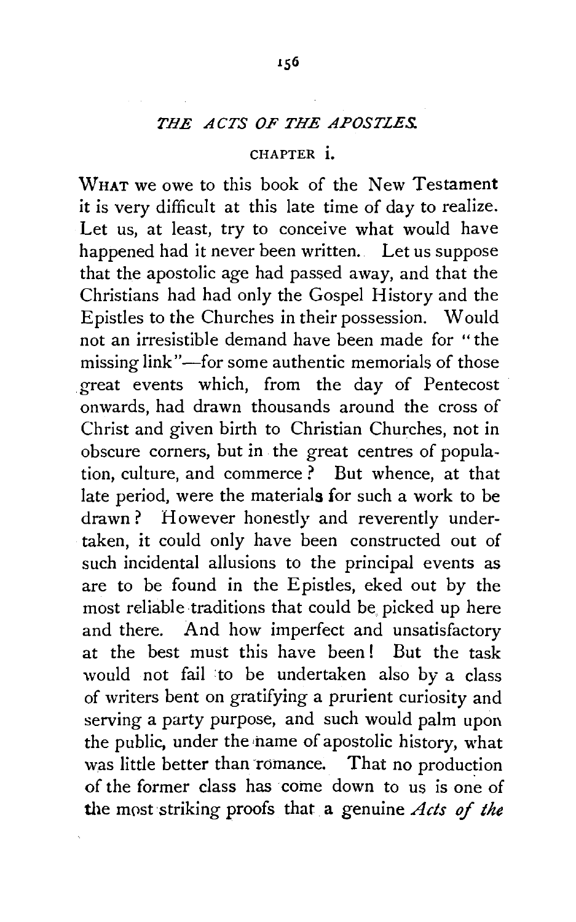## *THE ACTS OF THE APOSTLES.*

### CHAPTER i.

WHAT we owe to this book of the New Testament it is very difficult at this late time of day to realize. Let us, at least, try to conceive what would have happened had it never been written. Let us suppose that the apostolic age had passed away, and that the Christians had had only the Gospel History and the Epistles to the Churches in their possession. Would not an irresistible demand have been made for "the missing link"—for some authentic memorials of those great events which, from the day of Pentecost onwards, had drawn thousands around the cross of Christ and given birth to Christian Churches, not in obscure corners, but in the great centres of population, culture, and commerce? But whence, at that late period, were the materials for such a work to be drawn? However honestly and reverently undertaken, it could only have been constructed out of such incidental allusions to the principal events as are to be found in the Epistles, eked out by the most reliable traditions that could be picked up here and there. And how imperfect and unsatisfactory at the best must this have been! But the task would not fail to be undertaken also by a class of writers bent on gratifying a prurient curiosity and serving a party purpose, and such would palm upon the public, under the name of apostolic history, what was little better than romance. That no production of the former class has come down to us is one of the most striking proofs that a genuine *Acts of the*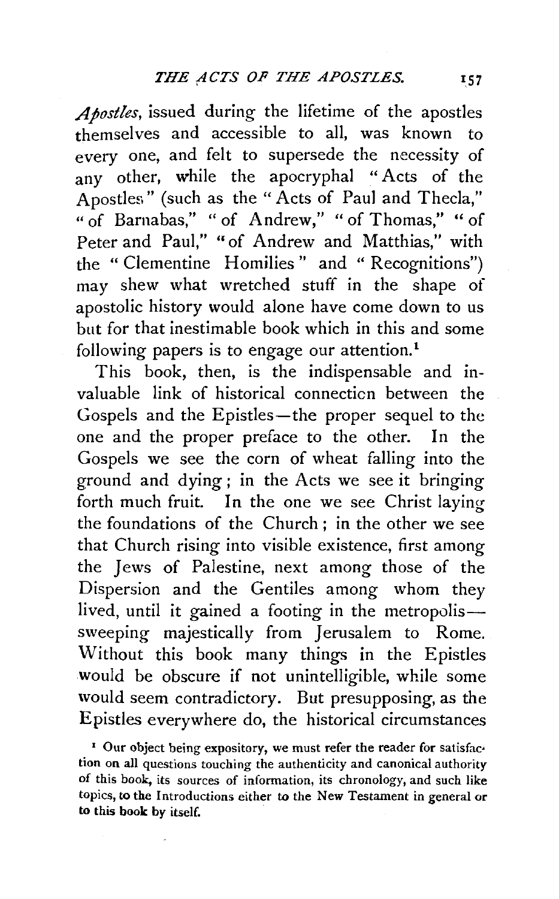*Apostles*, issued during the lifetime of the apostles themselves and accessible to all, was known to every one, and felt to supersede the necessity of any other, while the apocryphal "Acts of the Apostles" (such as the "Acts of Paul and Thecla," "of Barnabas," "of Andrew," "of Thomas," "of Peter and Paul," "of Andrew and Matthias," with the "Clementine Homilies" and "Recognitions") may shew what wretched stuff in the shape of apostolic history would alone have come down to us but for that inestimable book which in this and some following papers is to engage our attention.[1]

This book, then, is the indispensable and invaluable link of historical connection between the Gospels and the Epistles—the proper sequel to the one and the proper preface to the other. In the Gospels we see the corn of wheat falling into the ground and dying; in the Acts we see it bringing forth much fruit. In the one we see Christ laying the foundations of the Church; in the other we see that Church rising into visible existence, first among the Jews of Palestine, next among those of the Dispersion and the Gentiles among whom they lived, until it gained a footing in the metropolis—sweeping majestically from Jerusalem to Rome. Without this book many things in the Epistles would be obscure if not unintelligible, while some would seem contradictory. But presupposing, as the Epistles everywhere do, the historical circumstances

[1] Our object being expository, we must refer the reader for satisfaction on all questions touching the authenticity and canonical authority of this book, its sources of information, its chronology, and such like topics, to the Introductions either to the New Testament in general or to this book by itself.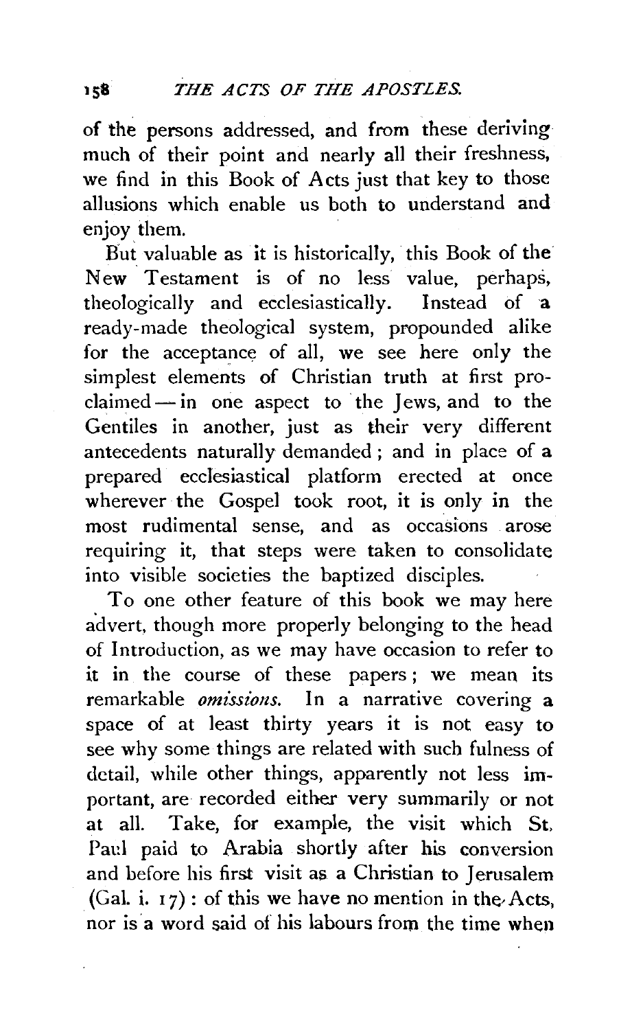of the persons addressed, and from these deriving much of their point and nearly all their freshness, we find in this Book of Acts just that key to those allusions which enable us both to understand and enjoy them.

But valuable as it is historically, this Book of the New Testament is of no less value, perhaps, theologically and ecclesiastically. Instead of a ready-made theological system, propounded alike for the acceptance of all, we see here only the simplest elements of Christian truth at first proclaimed — in one aspect to the Jews, and to the Gentiles in another, just as their very different antecedents naturally demanded; and in place of a prepared ecclesiastical platform erected at once wherever the Gospel took root, it is only in the most rudimental sense, and as occasions arose requiring it, that steps were taken to consolidate into visible societies the baptized disciples.

To one other feature of this book we may here advert, though more properly belonging to the head of Introduction, as we may have occasion to refer to it in the course of these papers; we mean its remarkable *omissions*. In a narrative covering a space of at least thirty years it is not easy to see why some things are related with such fulness of detail, while other things, apparently not less important, are recorded either very summarily or not at all. Take, for example, the visit which St. Paul paid to Arabia shortly after his conversion and before his first visit as a Christian to Jerusalem (Gal. i. 17): of this we have no mention in the Acts, nor is a word said of his labours from the time when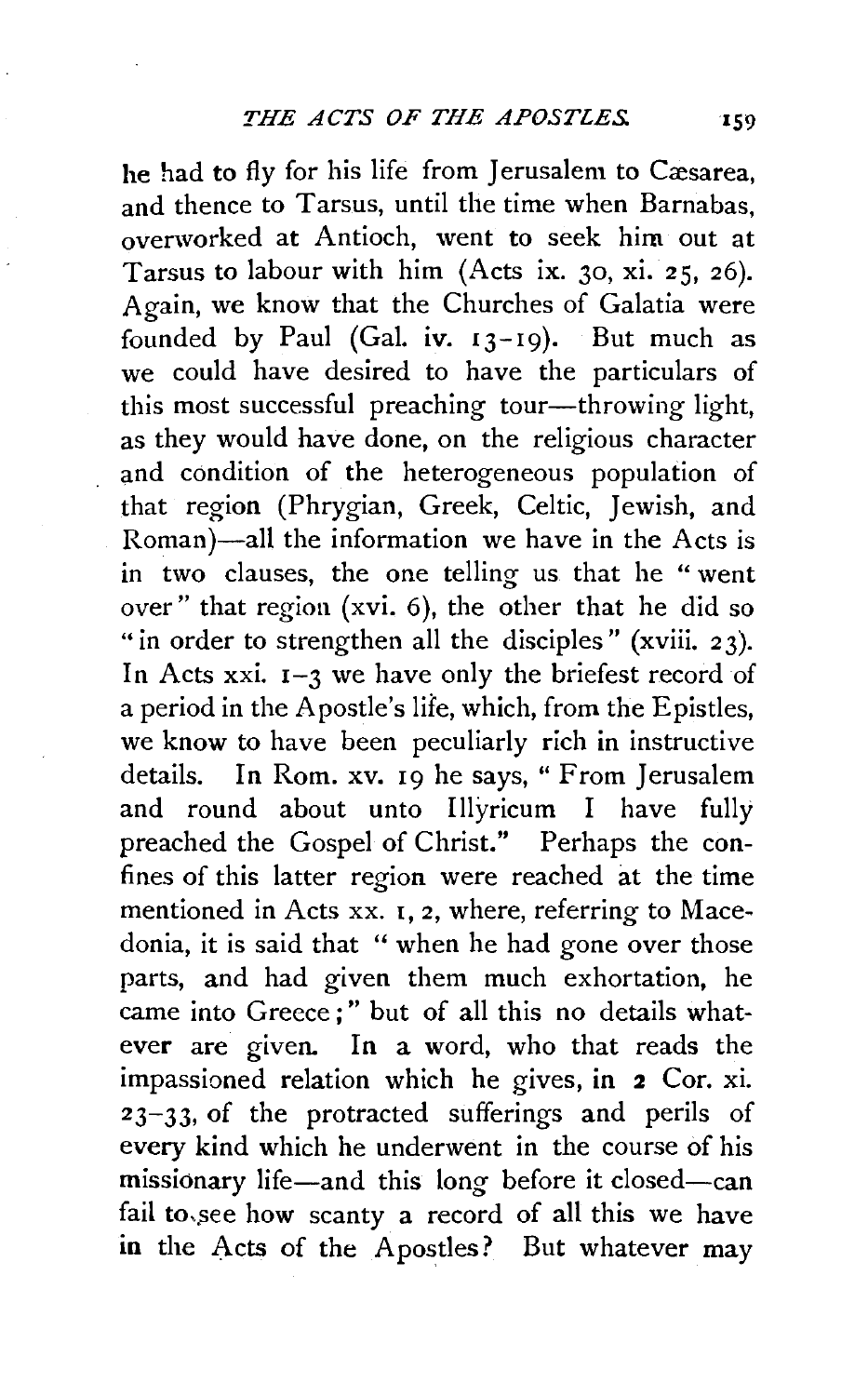he had to fly for his life from Jerusalem to Cæsarea, and thence to Tarsus, until the time when Barnabas, overworked at Antioch, went to seek him out at Tarsus to labour with him (Acts ix. 30, xi. 25, 26). Again, we know that the Churches of Galatia were founded by Paul (Gal. iv. 13-19). But much as we could have desired to have the particulars of this most successful preaching tour—throwing light, as they would have done, on the religious character and condition of the heterogeneous population of that region (Phrygian, Greek, Celtic, Jewish, and Roman)—all the information we have in the Acts is in two clauses, the one telling us that he "went over" that region (xvi. 6), the other that he did so "in order to strengthen all the disciples" (xviii. 23). In Acts xxi. 1-3 we have only the briefest record of a period in the Apostle's life, which, from the Epistles, we know to have been peculiarly rich in instructive details. In Rom. xv. 19 he says, "From Jerusalem and round about unto Illyricum I have fully preached the Gospel of Christ." Perhaps the confines of this latter region were reached at the time mentioned in Acts xx. 1, 2, where, referring to Macedonia, it is said that "when he had gone over those parts, and had given them much exhortation, he came into Greece;" but of all this no details whatever are given. In a word, who that reads the impassioned relation which he gives, in 2 Cor. xi. 23-33, of the protracted sufferings and perils of every kind which he underwent in the course of his missionary life—and this long before it closed—can fail to see how scanty a record of all this we have in the Acts of the Apostles? But whatever may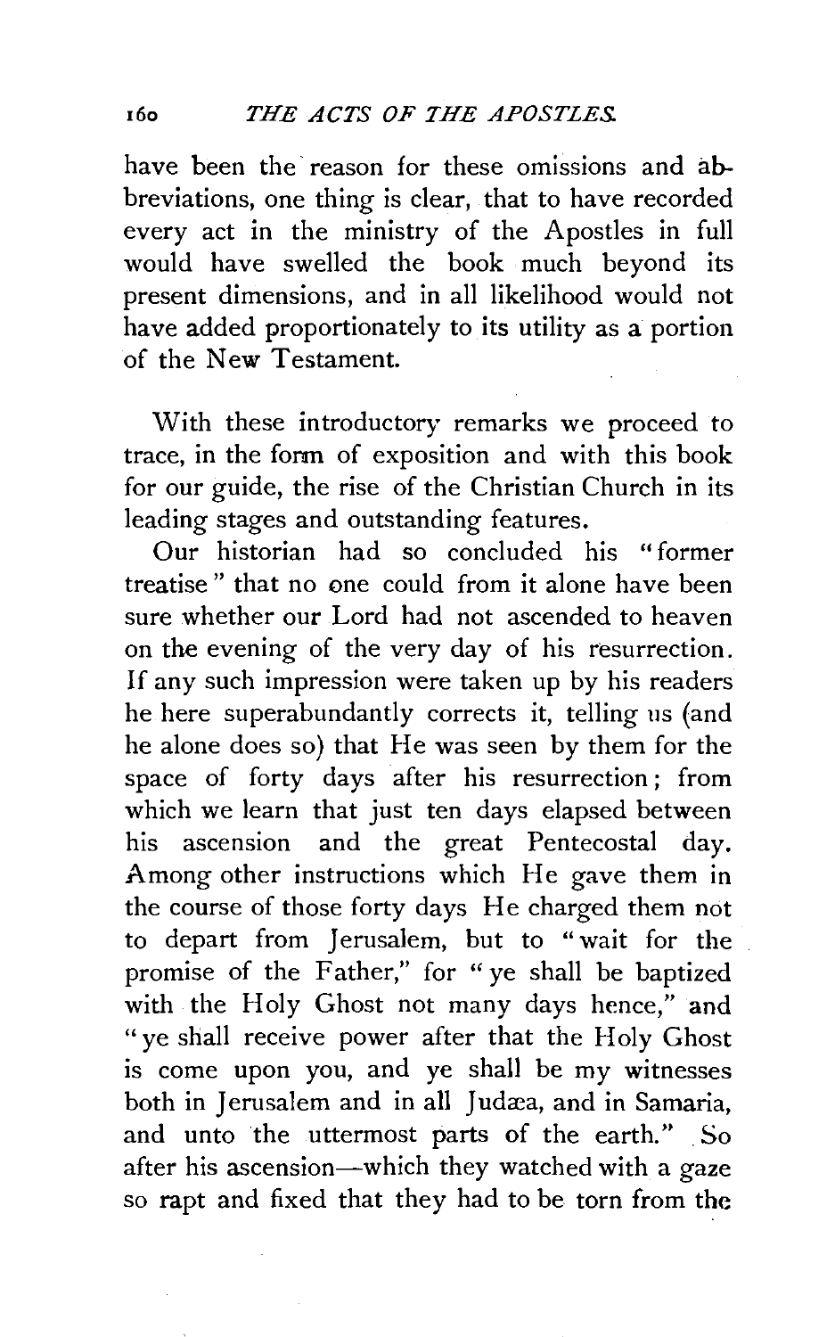have been the reason for these omissions and abbreviations, one thing is clear, that to have recorded every act in the ministry of the Apostles in full would have swelled the book much beyond its present dimensions, and in all likelihood would not have added proportionately to its utility as a portion of the New Testament.

With these introductory remarks we proceed to trace, in the form of exposition and with this book for our guide, the rise of the Christian Church in its leading stages and outstanding features.

Our historian had so concluded his "former treatise" that no one could from it alone have been sure whether our Lord had not ascended to heaven on the evening of the very day of his resurrection. If any such impression were taken up by his readers he here superabundantly corrects it, telling us (and he alone does so) that He was seen by them for the space of forty days after his resurrection; from which we learn that just ten days elapsed between his ascension and the great Pentecostal day. Among other instructions which He gave them in the course of those forty days He charged them not to depart from Jerusalem, but to "wait for the promise of the Father," for "ye shall be baptized with the Holy Ghost not many days hence," and "ye shall receive power after that the Holy Ghost is come upon you, and ye shall be my witnesses both in Jerusalem and in all Judæa, and in Samaria, and unto the uttermost parts of the earth." So after his ascension—which they watched with a gaze so rapt and fixed that they had to be torn from the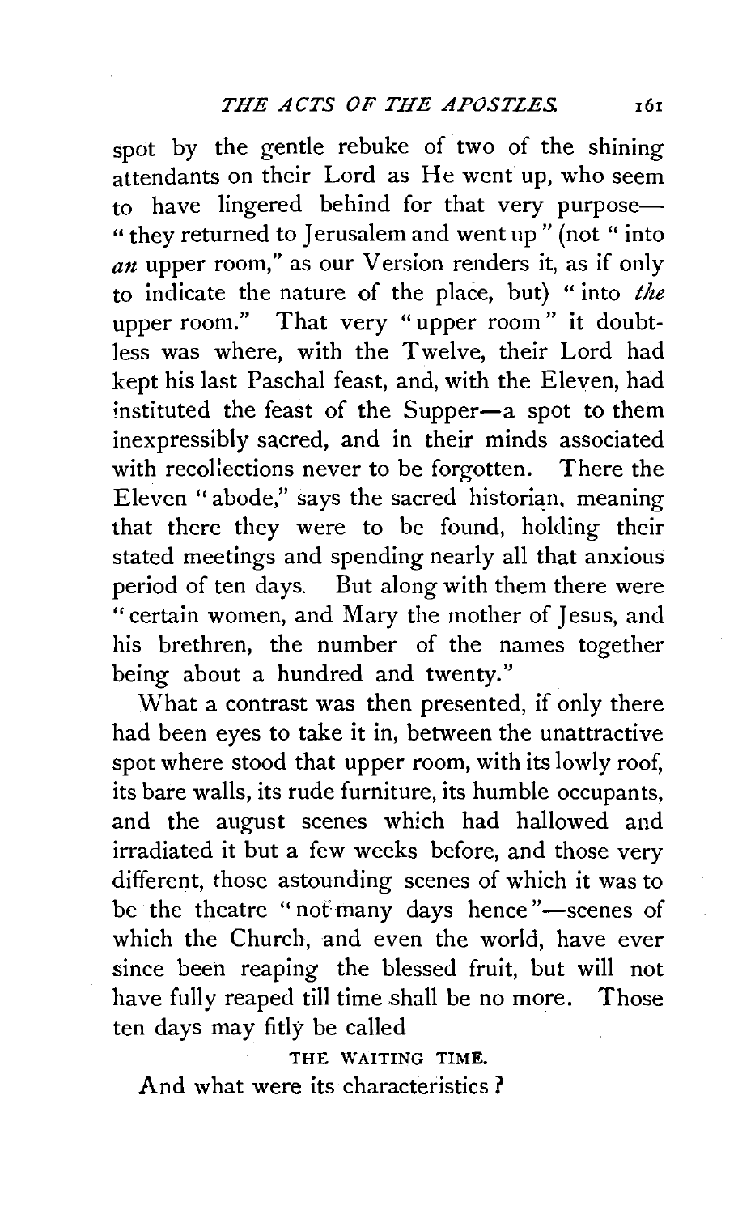spot by the gentle rebuke of two of the shining attendants on their Lord as He went up, who seem to have lingered behind for that very purpose—"they returned to Jerusalem and went up" (not "into *an* upper room," as our Version renders it, as if only to indicate the nature of the place, but) "into *the* upper room." That very "upper room" it doubtless was where, with the Twelve, their Lord had kept his last Paschal feast, and, with the Eleven, had instituted the feast of the Supper—a spot to them inexpressibly sacred, and in their minds associated with recollections never to be forgotten. There the Eleven "abode," says the sacred historian, meaning that there they were to be found, holding their stated meetings and spending nearly all that anxious period of ten days. But along with them there were "certain women, and Mary the mother of Jesus, and his brethren, the number of the names together being about a hundred and twenty."

What a contrast was then presented, if only there had been eyes to take it in, between the unattractive spot where stood that upper room, with its lowly roof, its bare walls, its rude furniture, its humble occupants, and the august scenes which had hallowed and irradiated it but a few weeks before, and those very different, those astounding scenes of which it was to be the theatre "not many days hence"—scenes of which the Church, and even the world, have ever since been reaping the blessed fruit, but will not have fully reaped till time shall be no more. Those ten days may fitly be called

THE WAITING TIME.

And what were its characteristics?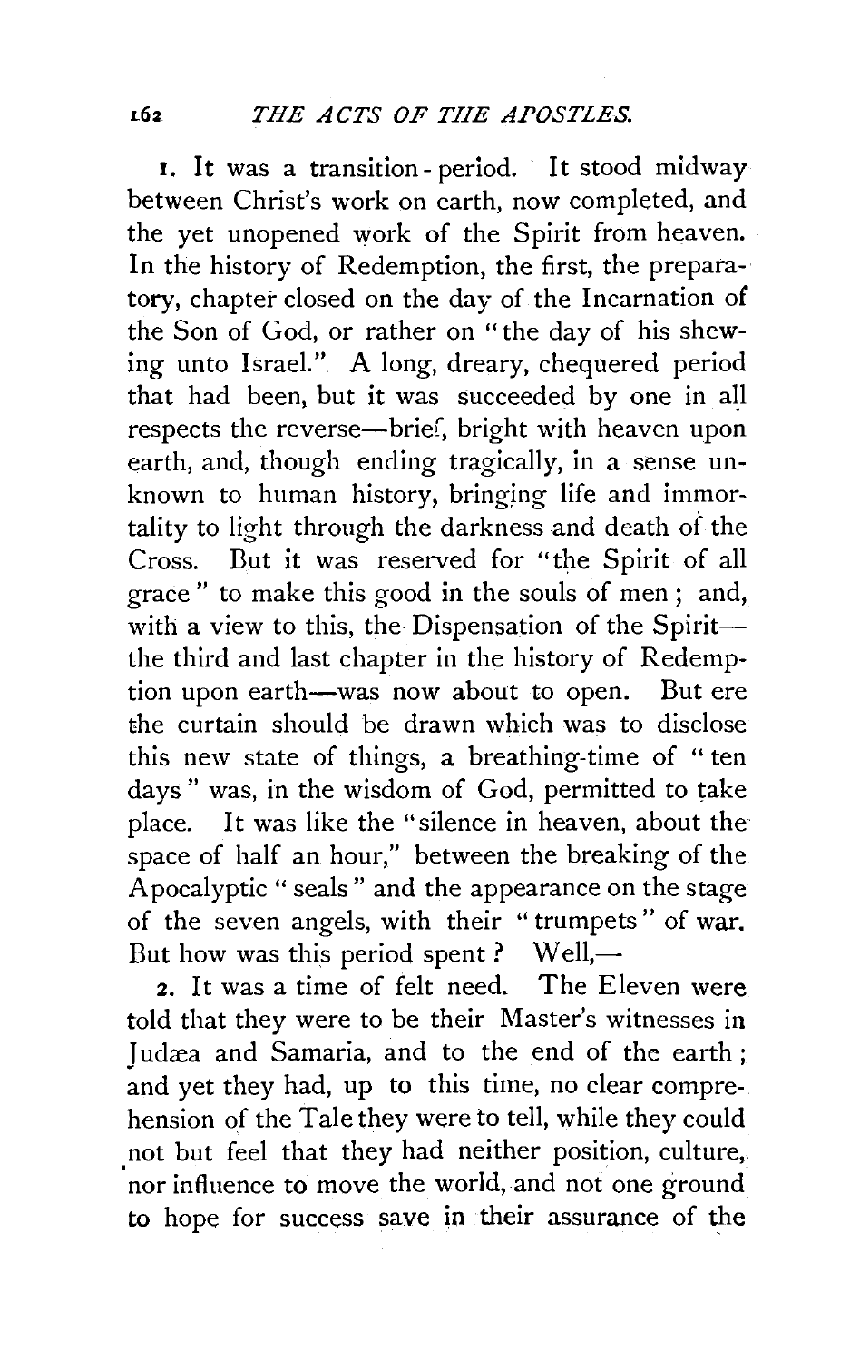1. It was a transition-period. It stood midway between Christ's work on earth, now completed, and the yet unopened work of the Spirit from heaven. In the history of Redemption, the first, the preparatory, chapter closed on the day of the Incarnation of the Son of God, or rather on "the day of his shewing unto Israel." A long, dreary, chequered period that had been, but it was succeeded by one in all respects the reverse—brief, bright with heaven upon earth, and, though ending tragically, in a sense unknown to human history, bringing life and immortality to light through the darkness and death of the Cross. But it was reserved for "the Spirit of all grace" to make this good in the souls of men; and, with a view to this, the Dispensation of the Spirit—the third and last chapter in the history of Redemption upon earth—was now about to open. But ere the curtain should be drawn which was to disclose this new state of things, a breathing-time of "ten days" was, in the wisdom of God, permitted to take place. It was like the "silence in heaven, about the space of half an hour," between the breaking of the Apocalyptic "seals" and the appearance on the stage of the seven angels, with their "trumpets" of war. But how was this period spent? Well,—

2. It was a time of felt need. The Eleven were told that they were to be their Master's witnesses in Judæa and Samaria, and to the end of the earth; and yet they had, up to this time, no clear comprehension of the Tale they were to tell, while they could not but feel that they had neither position, culture, nor influence to move the world, and not one ground to hope for success save in their assurance of the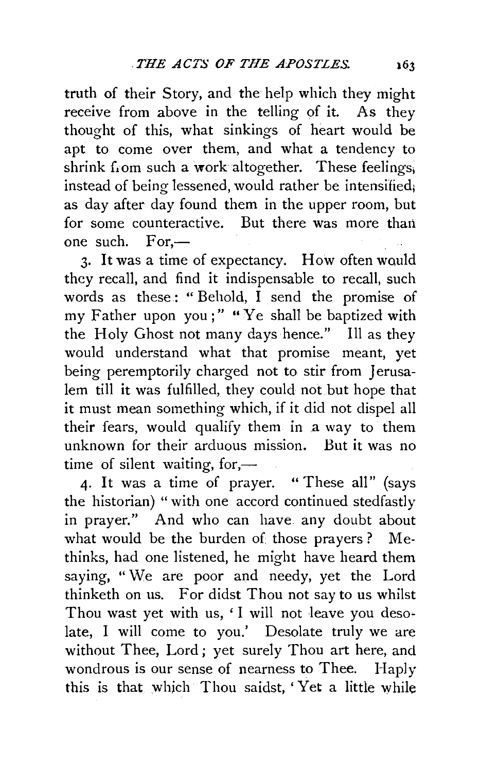truth of their Story, and the help which they might receive from above in the telling of it. As they thought of this, what sinkings of heart would be apt to come over them, and what a tendency to shrink from such a work altogether. These feelings, instead of being lessened, would rather be intensified, as day after day found them in the upper room, but for some counteractive. But there was more than one such. For,—

3. It was a time of expectancy. How often would they recall, and find it indispensable to recall, such words as these: "Behold, I send the promise of my Father upon you;" "Ye shall be baptized with the Holy Ghost not many days hence." Ill as they would understand what that promise meant, yet being peremptorily charged not to stir from Jerusalem till it was fulfilled, they could not but hope that it must mean something which, if it did not dispel all their fears, would qualify them in a way to them unknown for their arduous mission. But it was no time of silent waiting, for,—

4. It was a time of prayer. "These all" (says the historian) "with one accord continued stedfastly in prayer." And who can have any doubt about what would be the burden of those prayers? Methinks, had one listened, he might have heard them saying, "We are poor and needy, yet the Lord thinketh on us. For didst Thou not say to us whilst Thou wast yet with us, 'I will not leave you desolate, I will come to you.' Desolate truly we are without Thee, Lord; yet surely Thou art here, and wondrous is our sense of nearness to Thee. Haply this is that which Thou saidst, 'Yet a little while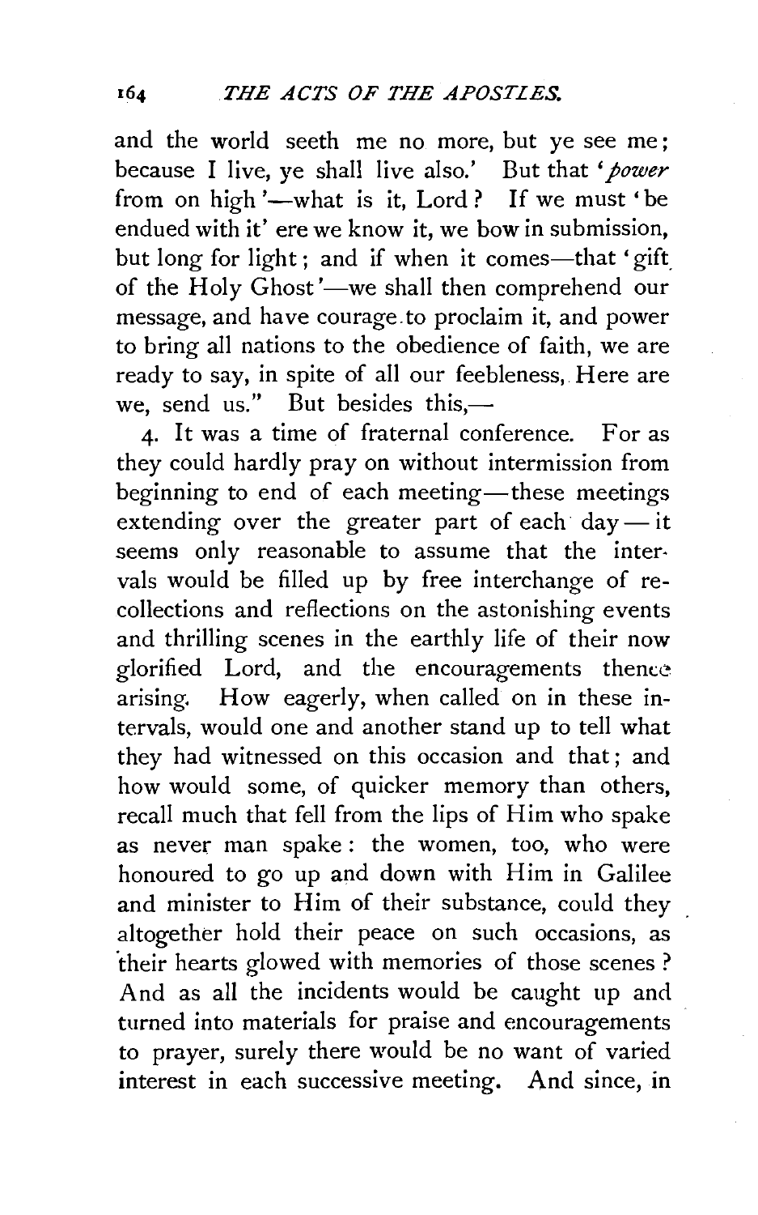and the world seeth me no more, but ye see me; because I live, ye shall live also.' But that '*power* from on high'—what is it, Lord? If we must 'be endued with it' ere we know it, we bow in submission, but long for light; and if when it comes—that 'gift of the Holy Ghost'—we shall then comprehend our message, and have courage to proclaim it, and power to bring all nations to the obedience of faith, we are ready to say, in spite of all our feebleness, Here are we, send us." But besides this,—

4. It was a time of fraternal conference. For as they could hardly pray on without intermission from beginning to end of each meeting—these meetings extending over the greater part of each day — it seems only reasonable to assume that the intervals would be filled up by free interchange of recollections and reflections on the astonishing events and thrilling scenes in the earthly life of their now glorified Lord, and the encouragements thence arising. How eagerly, when called on in these intervals, would one and another stand up to tell what they had witnessed on this occasion and that; and how would some, of quicker memory than others, recall much that fell from the lips of Him who spake as never man spake: the women, too, who were honoured to go up and down with Him in Galilee and minister to Him of their substance, could they altogether hold their peace on such occasions, as their hearts glowed with memories of those scenes? And as all the incidents would be caught up and turned into materials for praise and encouragements to prayer, surely there would be no want of varied interest in each successive meeting. And since, in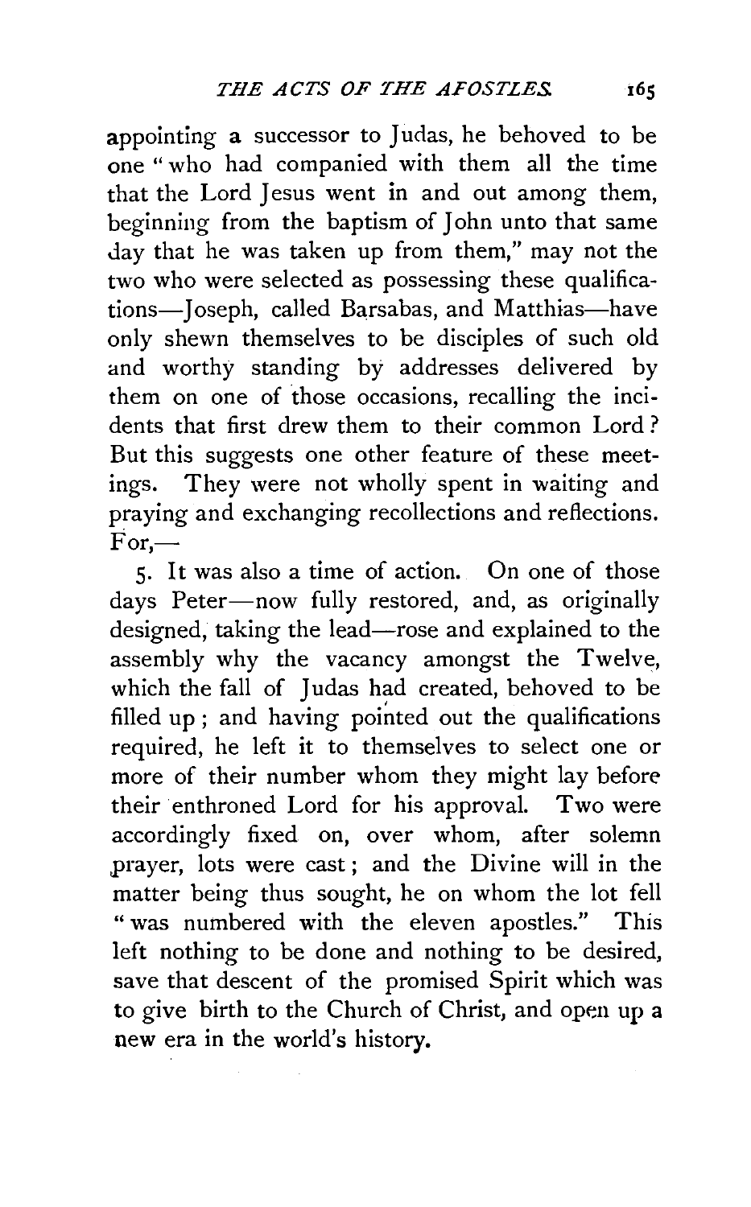appointing a successor to Judas, he behoved to be one "who had companied with them all the time that the Lord Jesus went in and out among them, beginning from the baptism of John unto that same day that he was taken up from them," may not the two who were selected as possessing these qualifications—Joseph, called Barsabas, and Matthias—have only shewn themselves to be disciples of such old and worthy standing by addresses delivered by them on one of those occasions, recalling the incidents that first drew them to their common Lord? But this suggests one other feature of these meetings. They were not wholly spent in waiting and praying and exchanging recollections and reflections. For,—

5. It was also a time of action. On one of those days Peter—now fully restored, and, as originally designed, taking the lead—rose and explained to the assembly why the vacancy amongst the Twelve, which the fall of Judas had created, behoved to be filled up; and having pointed out the qualifications required, he left it to themselves to select one or more of their number whom they might lay before their enthroned Lord for his approval. Two were accordingly fixed on, over whom, after solemn prayer, lots were cast; and the Divine will in the matter being thus sought, he on whom the lot fell "was numbered with the eleven apostles." This left nothing to be done and nothing to be desired, save that descent of the promised Spirit which was to give birth to the Church of Christ, and open up a new era in the world's history.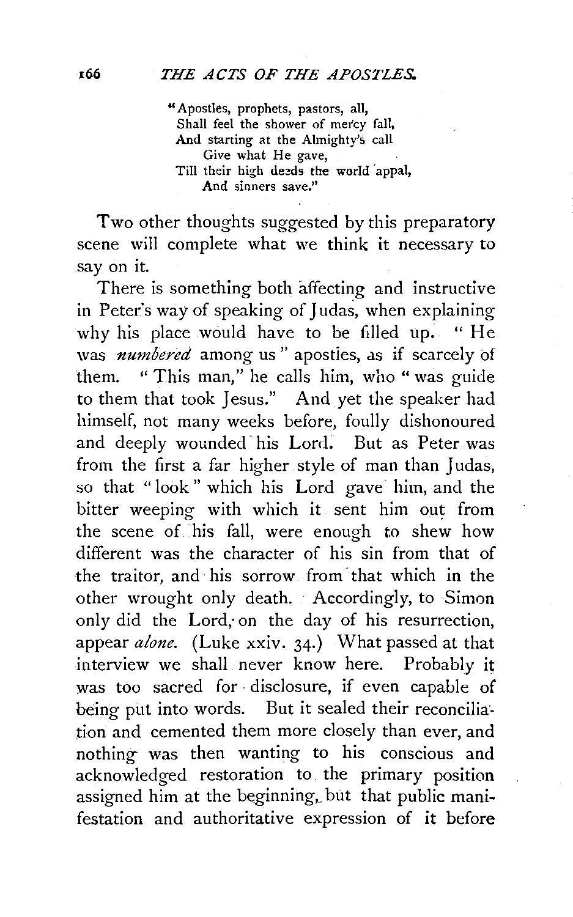> "Apostles, prophets, pastors, all,
> Shall feel the shower of mercy fall,
> And starting at the Almighty's call
> Give what He gave,
> Till their high deeds the world appal,
> And sinners save."

Two other thoughts suggested by this preparatory scene will complete what we think it necessary to say on it.

There is something both affecting and instructive in Peter's way of speaking of Judas, when explaining why his place would have to be filled up. "He was *numbered* among us" apostles, as if scarcely of them. "This man," he calls him, who "was guide to them that took Jesus." And yet the speaker had himself, not many weeks before, foully dishonoured and deeply wounded his Lord. But as Peter was from the first a far higher style of man than Judas, so that "look" which his Lord gave him, and the bitter weeping with which it sent him out from the scene of his fall, were enough to shew how different was the character of his sin from that of the traitor, and his sorrow from that which in the other wrought only death. Accordingly, to Simon only did the Lord, on the day of his resurrection, appear *alone*. (Luke xxiv. 34.) What passed at that interview we shall never know here. Probably it was too sacred for disclosure, if even capable of being put into words. But it sealed their reconciliation and cemented them more closely than ever, and nothing was then wanting to his conscious and acknowledged restoration to the primary position assigned him at the beginning, but that public manifestation and authoritative expression of it before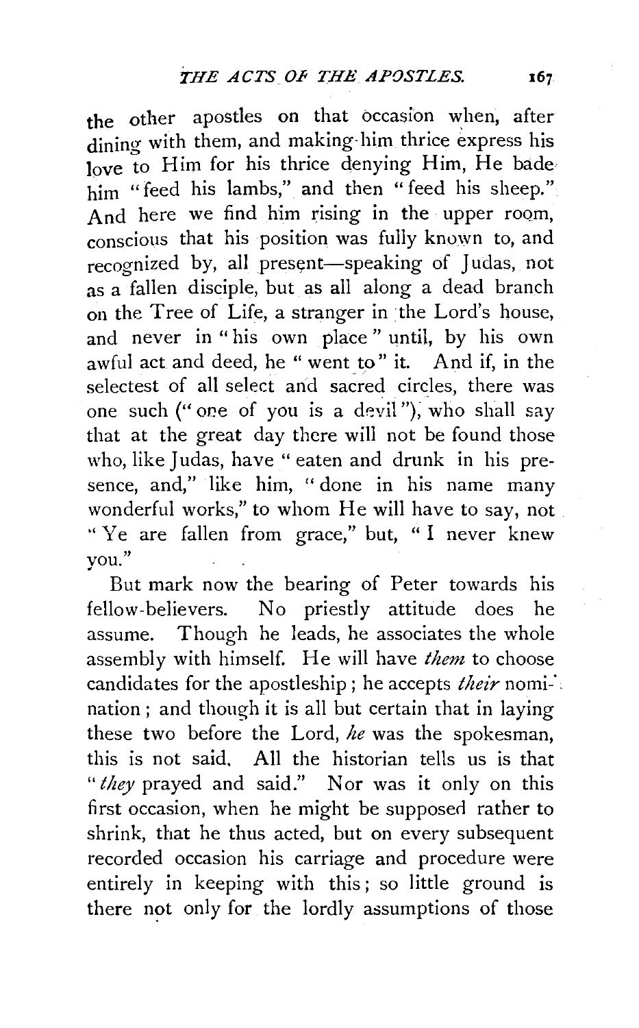the other apostles on that occasion when, after dining with them, and making him thrice express his love to Him for his thrice denying Him, He bade him "feed his lambs," and then "feed his sheep." And here we find him rising in the upper room, conscious that his position was fully known to, and recognized by, all present—speaking of Judas, not as a fallen disciple, but as all along a dead branch on the Tree of Life, a stranger in the Lord's house, and never in "his own place" until, by his own awful act and deed, he "went to" it. And if, in the selectest of all select and sacred circles, there was one such ("one of you is a devil"), who shall say that at the great day there will not be found those who, like Judas, have "eaten and drunk in his presence, and," like him, "done in his name many wonderful works," to whom He will have to say, not "Ye are fallen from grace," but, "I never knew you."

But mark now the bearing of Peter towards his fellow-believers. No priestly attitude does he assume. Though he leads, he associates the whole assembly with himself. He will have *them* to choose candidates for the apostleship; he accepts *their* nomination; and though it is all but certain that in laying these two before the Lord, *he* was the spokesman, this is not said. All the historian tells us is that "*they* prayed and said." Nor was it only on this first occasion, when he might be supposed rather to shrink, that he thus acted, but on every subsequent recorded occasion his carriage and procedure were entirely in keeping with this; so little ground is there not only for the lordly assumptions of those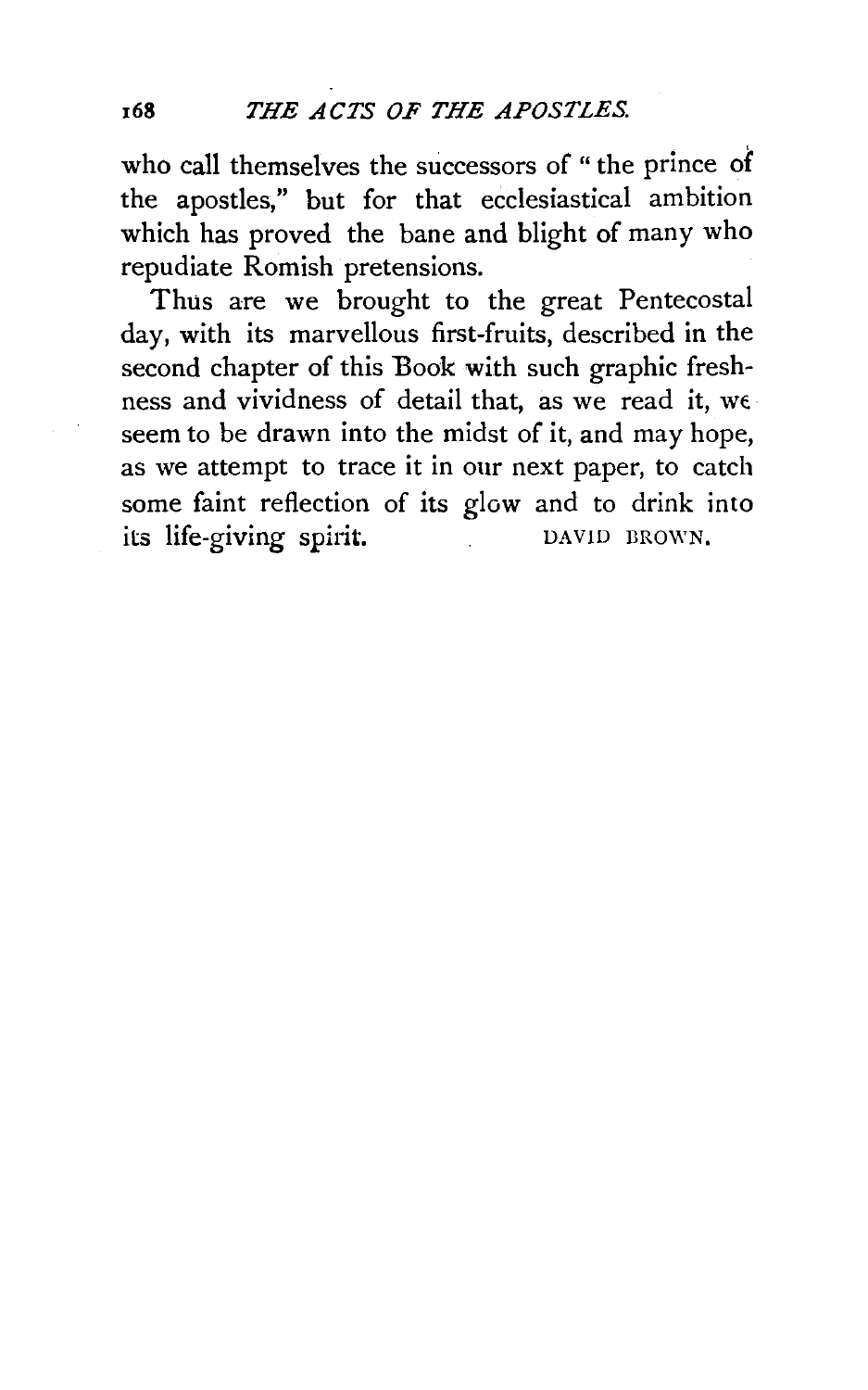who call themselves the successors of "the prince of the apostles," but for that ecclesiastical ambition which has proved the bane and blight of many who repudiate Romish pretensions.

Thus are we brought to the great Pentecostal day, with its marvellous first-fruits, described in the second chapter of this Book with such graphic freshness and vividness of detail that, as we read it, we seem to be drawn into the midst of it, and may hope, as we attempt to trace it in our next paper, to catch some faint reflection of its glow and to drink into its life-giving spirit.

DAVID BROWN.